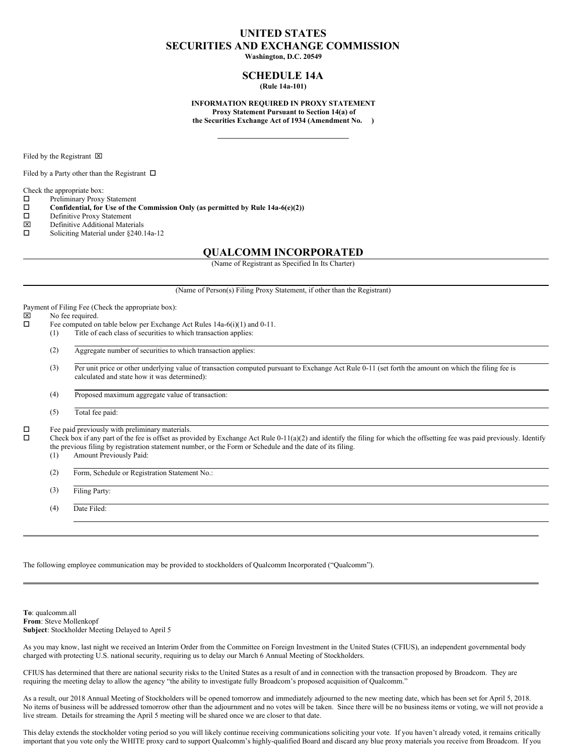# UNITED STATES SECURITIES AND EXCHANGE COMMISSION

**Washington, D.C. 20549**

## SCHEDULE 14A

**(Rule 14a-101)**

**INFORMATION REQUIRED IN PROXY STATEMENT**
**Proxy Statement Pursuant to Section 14(a) of the Securities Exchange Act of 1934 (Amendment No. )**

Filed by the Registrant ☒

Filed by a Party other than the Registrant ☐

Check the appropriate box:

☐ Preliminary Proxy Statement
☐ **Confidential, for Use of the Commission Only (as permitted by Rule 14a-6(e)(2))**
☐ Definitive Proxy Statement
☒ Definitive Additional Materials
☐ Soliciting Material under §240.14a-12

## QUALCOMM INCORPORATED

(Name of Registrant as Specified In Its Charter)

(Name of Person(s) Filing Proxy Statement, if other than the Registrant)

Payment of Filing Fee (Check the appropriate box):

☒ No fee required.
☐ Fee computed on table below per Exchange Act Rules 14a-6(i)(1) and 0-11.

(1) Title of each class of securities to which transaction applies:

(2) Aggregate number of securities to which transaction applies:

(3) Per unit price or other underlying value of transaction computed pursuant to Exchange Act Rule 0-11 (set forth the amount on which the filing fee is calculated and state how it was determined):

(4) Proposed maximum aggregate value of transaction:

(5) Total fee paid:

☐ Fee paid previously with preliminary materials.
☐ Check box if any part of the fee is offset as provided by Exchange Act Rule 0-11(a)(2) and identify the filing for which the offsetting fee was paid previously. Identify the previous filing by registration statement number, or the Form or Schedule and the date of its filing.

(1) Amount Previously Paid:

(2) Form, Schedule or Registration Statement No.:

(3) Filing Party:

(4) Date Filed:

---

The following employee communication may be provided to stockholders of Qualcomm Incorporated ("Qualcomm").

---

**To**: qualcomm.all
**From**: Steve Mollenkopf
**Subject**: Stockholder Meeting Delayed to April 5

As you may know, last night we received an Interim Order from the Committee on Foreign Investment in the United States (CFIUS), an independent governmental body charged with protecting U.S. national security, requiring us to delay our March 6 Annual Meeting of Stockholders.

CFIUS has determined that there are national security risks to the United States as a result of and in connection with the transaction proposed by Broadcom. They are requiring the meeting delay to allow the agency "the ability to investigate fully Broadcom's proposed acquisition of Qualcomm."

As a result, our 2018 Annual Meeting of Stockholders will be opened tomorrow and immediately adjourned to the new meeting date, which has been set for April 5, 2018. No items of business will be addressed tomorrow other than the adjournment and no votes will be taken. Since there will be no business items or voting, we will not provide a live stream. Details for streaming the April 5 meeting will be shared once we are closer to that date.

This delay extends the stockholder voting period so you will likely continue receiving communications soliciting your vote. If you haven't already voted, it remains critically important that you vote only the WHITE proxy card to support Qualcomm's highly-qualified Board and discard any blue proxy materials you receive from Broadcom. If you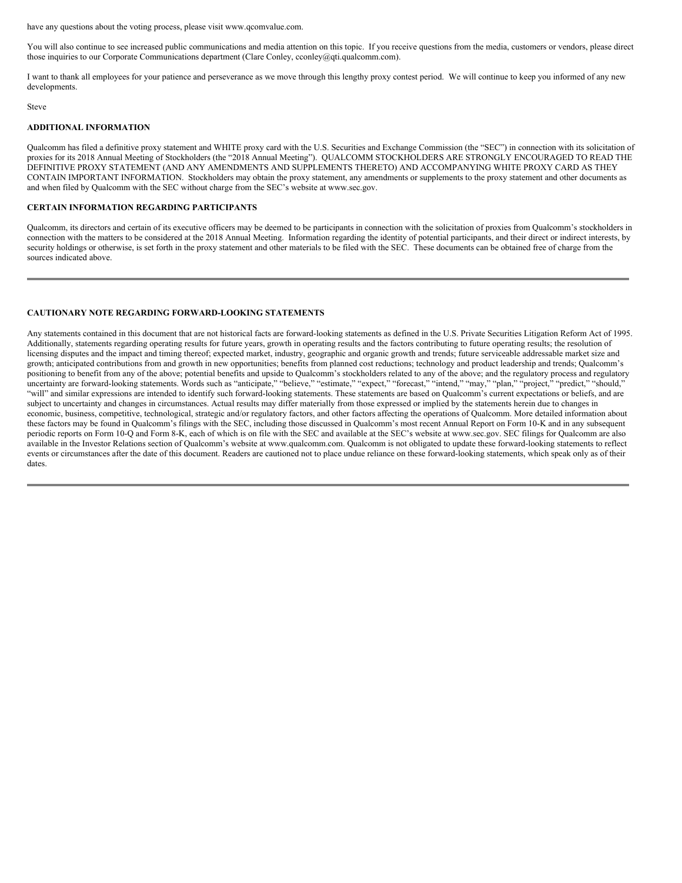have any questions about the voting process, please visit www.qcomvalue.com.

You will also continue to see increased public communications and media attention on this topic. If you receive questions from the media, customers or vendors, please direct those inquiries to our Corporate Communications department (Clare Conley, cconley@qti.qualcomm.com).

I want to thank all employees for your patience and perseverance as we move through this lengthy proxy contest period. We will continue to keep you informed of any new developments.

Steve

**ADDITIONAL INFORMATION**

Qualcomm has filed a definitive proxy statement and WHITE proxy card with the U.S. Securities and Exchange Commission (the "SEC") in connection with its solicitation of proxies for its 2018 Annual Meeting of Stockholders (the "2018 Annual Meeting"). QUALCOMM STOCKHOLDERS ARE STRONGLY ENCOURAGED TO READ THE DEFINITIVE PROXY STATEMENT (AND ANY AMENDMENTS AND SUPPLEMENTS THERETO) AND ACCOMPANYING WHITE PROXY CARD AS THEY CONTAIN IMPORTANT INFORMATION. Stockholders may obtain the proxy statement, any amendments or supplements to the proxy statement and other documents as and when filed by Qualcomm with the SEC without charge from the SEC's website at www.sec.gov.

**CERTAIN INFORMATION REGARDING PARTICIPANTS**

Qualcomm, its directors and certain of its executive officers may be deemed to be participants in connection with the solicitation of proxies from Qualcomm's stockholders in connection with the matters to be considered at the 2018 Annual Meeting. Information regarding the identity of potential participants, and their direct or indirect interests, by security holdings or otherwise, is set forth in the proxy statement and other materials to be filed with the SEC. These documents can be obtained free of charge from the sources indicated above.

---

**CAUTIONARY NOTE REGARDING FORWARD-LOOKING STATEMENTS**

Any statements contained in this document that are not historical facts are forward-looking statements as defined in the U.S. Private Securities Litigation Reform Act of 1995. Additionally, statements regarding operating results for future years, growth in operating results and the factors contributing to future operating results; the resolution of licensing disputes and the impact and timing thereof; expected market, industry, geographic and organic growth and trends; future serviceable addressable market size and growth; anticipated contributions from and growth in new opportunities; benefits from planned cost reductions; technology and product leadership and trends; Qualcomm's positioning to benefit from any of the above; potential benefits and upside to Qualcomm's stockholders related to any of the above; and the regulatory process and regulatory uncertainty are forward-looking statements. Words such as "anticipate," "believe," "estimate," "expect," "forecast," "intend," "may," "plan," "project," "predict," "should," "will" and similar expressions are intended to identify such forward-looking statements. These statements are based on Qualcomm's current expectations or beliefs, and are subject to uncertainty and changes in circumstances. Actual results may differ materially from those expressed or implied by the statements herein due to changes in economic, business, competitive, technological, strategic and/or regulatory factors, and other factors affecting the operations of Qualcomm. More detailed information about these factors may be found in Qualcomm's filings with the SEC, including those discussed in Qualcomm's most recent Annual Report on Form 10-K and in any subsequent periodic reports on Form 10-Q and Form 8-K, each of which is on file with the SEC and available at the SEC's website at www.sec.gov. SEC filings for Qualcomm are also available in the Investor Relations section of Qualcomm's website at www.qualcomm.com. Qualcomm is not obligated to update these forward-looking statements to reflect events or circumstances after the date of this document. Readers are cautioned not to place undue reliance on these forward-looking statements, which speak only as of their dates.

---